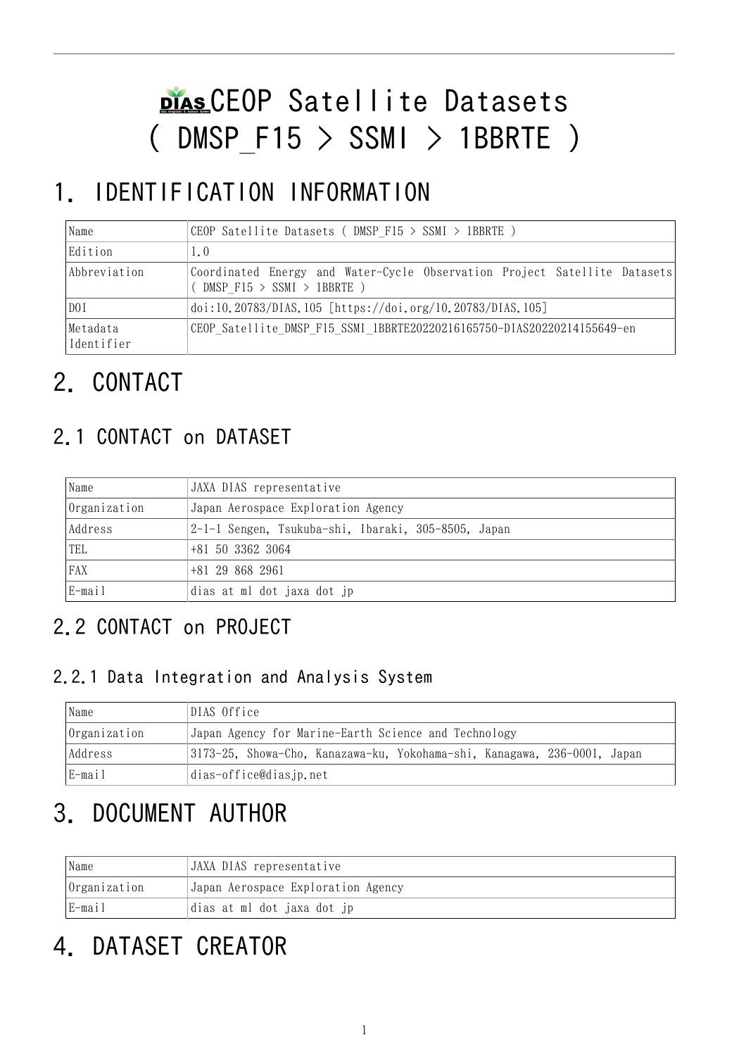# CEOP Satellite Datasets ( DMSP_F15 > SSMI > 1BBRTE )

# 1. IDENTIFICATION INFORMATION

| | |
|---|---|
| Name | CEOP Satellite Datasets ( DMSP_F15 > SSMI > 1BBRTE ) |
| Edition | 1.0 |
| Abbreviation | Coordinated Energy and Water-Cycle Observation Project Satellite Datasets ( DMSP_F15 > SSMI > 1BBRTE ) |
| DOI | doi:10.20783/DIAS.105 [https://doi.org/10.20783/DIAS.105] |
| Metadata Identifier | CEOP_Satellite_DMSP_F15_SSMI_1BBRTE20220216165750-DIAS20220214155649-en |

# 2. CONTACT

## 2.1 CONTACT on DATASET

| | |
|---|---|
| Name | JAXA DIAS representative |
| Organization | Japan Aerospace Exploration Agency |
| Address | 2-1-1 Sengen, Tsukuba-shi, Ibaraki, 305-8505, Japan |
| TEL | +81 50 3362 3064 |
| FAX | +81 29 868 2961 |
| E-mail | dias at ml dot jaxa dot jp |

## 2.2 CONTACT on PROJECT

### 2.2.1 Data Integration and Analysis System

| | |
|---|---|
| Name | DIAS Office |
| Organization | Japan Agency for Marine-Earth Science and Technology |
| Address | 3173-25, Showa-Cho, Kanazawa-ku, Yokohama-shi, Kanagawa, 236-0001, Japan |
| E-mail | dias-office@diasjp.net |

# 3. DOCUMENT AUTHOR

| | |
|---|---|
| Name | JAXA DIAS representative |
| Organization | Japan Aerospace Exploration Agency |
| E-mail | dias at ml dot jaxa dot jp |

# 4. DATASET CREATOR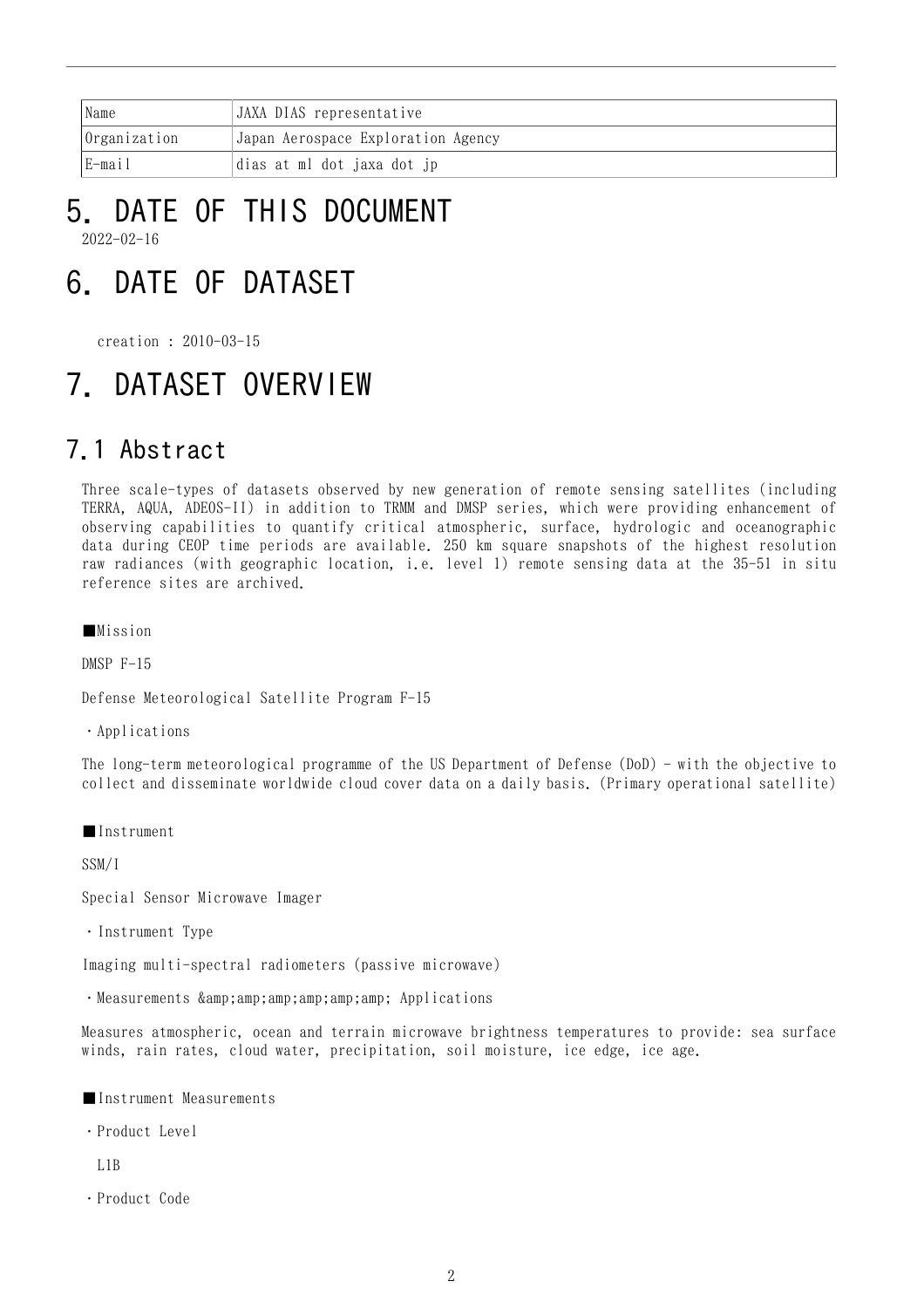| Name | JAXA DIAS representative |
| --- | --- |
| Organization | Japan Aerospace Exploration Agency |
| E-mail | dias at ml dot jaxa dot jp |

# 5. DATE OF THIS DOCUMENT

2022-02-16

# 6. DATE OF DATASET

creation : 2010-03-15

# 7. DATASET OVERVIEW

## 7.1 Abstract

Three scale-types of datasets observed by new generation of remote sensing satellites (including TERRA, AQUA, ADEOS-II) in addition to TRMM and DMSP series, which were providing enhancement of observing capabilities to quantify critical atmospheric, surface, hydrologic and oceanographic data during CEOP time periods are available. 250 km square snapshots of the highest resolution raw radiances (with geographic location, i.e. level 1) remote sensing data at the 35-51 in situ reference sites are archived.

■Mission

DMSP F-15

Defense Meteorological Satellite Program F-15

・Applications

The long-term meteorological programme of the US Department of Defense (DoD) - with the objective to collect and disseminate worldwide cloud cover data on a daily basis. (Primary operational satellite)

■Instrument

SSM/I

Special Sensor Microwave Imager

・Instrument Type

Imaging multi-spectral radiometers (passive microwave)

・Measurements &amp;amp;amp;amp;amp;amp; Applications

Measures atmospheric, ocean and terrain microwave brightness temperatures to provide: sea surface winds, rain rates, cloud water, precipitation, soil moisture, ice edge, ice age.

■Instrument Measurements

・Product Level

L1B

・Product Code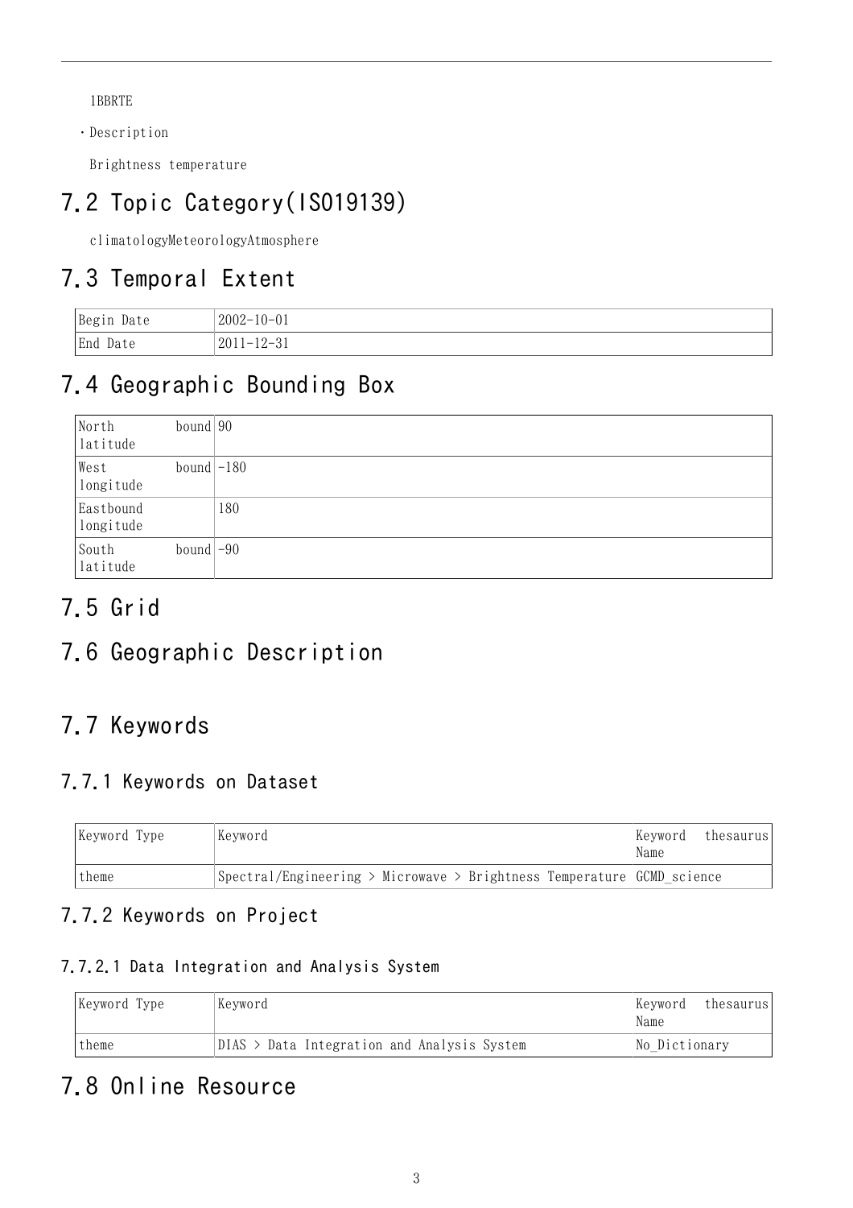1BBRTE

- Description

  Brightness temperature

## 7.2 Topic Category(ISO19139)

climatologyMeteorologyAtmosphere

## 7.3 Temporal Extent

| Begin Date | 2002-10-01 |
|---|---|
| End Date | 2011-12-31 |

## 7.4 Geographic Bounding Box

| North bound latitude | 90 |
|---|---|
| West bound longitude | -180 |
| Eastbound longitude | 180 |
| South bound latitude | -90 |

## 7.5 Grid

## 7.6 Geographic Description

## 7.7 Keywords

### 7.7.1 Keywords on Dataset

| Keyword Type | Keyword | Keyword thesaurus Name |
|---|---|---|
| theme | Spectral/Engineering > Microwave > Brightness Temperature | GCMD_science |

### 7.7.2 Keywords on Project

#### 7.7.2.1 Data Integration and Analysis System

| Keyword Type | Keyword | Keyword thesaurus Name |
|---|---|---|
| theme | DIAS > Data Integration and Analysis System | No_Dictionary |

## 7.8 Online Resource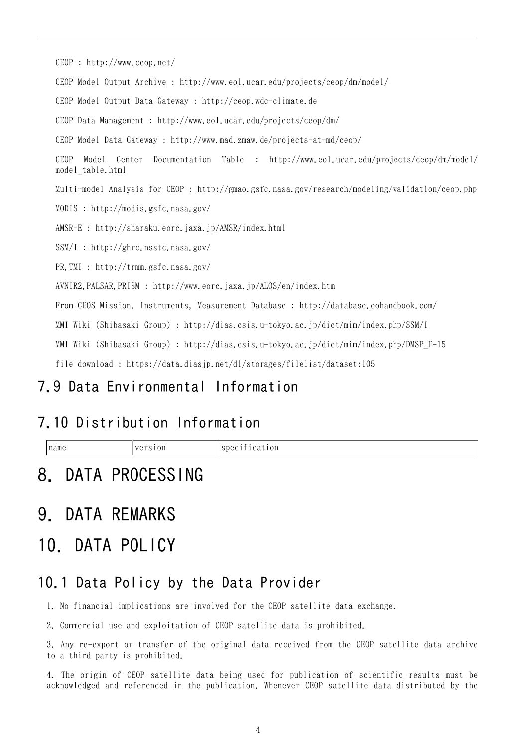CEOP : http://www.ceop.net/

CEOP Model Output Archive : http://www.eol.ucar.edu/projects/ceop/dm/model/

CEOP Model Output Data Gateway : http://ceop.wdc-climate.de

CEOP Data Management : http://www.eol.ucar.edu/projects/ceop/dm/

CEOP Model Data Gateway : http://www.mad.zmaw.de/projects-at-md/ceop/

CEOP Model Center Documentation Table : http://www.eol.ucar.edu/projects/ceop/dm/model/model_table.html

Multi-model Analysis for CEOP : http://gmao.gsfc.nasa.gov/research/modeling/validation/ceop.php

MODIS : http://modis.gsfc.nasa.gov/

AMSR-E : http://sharaku.eorc.jaxa.jp/AMSR/index.html

SSM/I : http://ghrc.nsstc.nasa.gov/

PR,TMI : http://trmm.gsfc.nasa.gov/

AVNIR2,PALSAR,PRISM : http://www.eorc.jaxa.jp/ALOS/en/index.htm

From CEOS Mission, Instruments, Measurement Database : http://database.eohandbook.com/

MMI Wiki (Shibasaki Group) : http://dias.csis.u-tokyo.ac.jp/dict/mim/index.php/SSM/I

MMI Wiki (Shibasaki Group) : http://dias.csis.u-tokyo.ac.jp/dict/mim/index.php/DMSP_F-15

file download : https://data.diasjp.net/dl/storages/filelist/dataset:105

## 7.9 Data Environmental Information

## 7.10 Distribution Information

| name | version | specification |
| --- | --- | --- |

# 8. DATA PROCESSING

# 9. DATA REMARKS

# 10. DATA POLICY

## 10.1 Data Policy by the Data Provider

1. No financial implications are involved for the CEOP satellite data exchange.

2. Commercial use and exploitation of CEOP satellite data is prohibited.

3. Any re-export or transfer of the original data received from the CEOP satellite data archive to a third party is prohibited.

4. The origin of CEOP satellite data being used for publication of scientific results must be acknowledged and referenced in the publication. Whenever CEOP satellite data distributed by the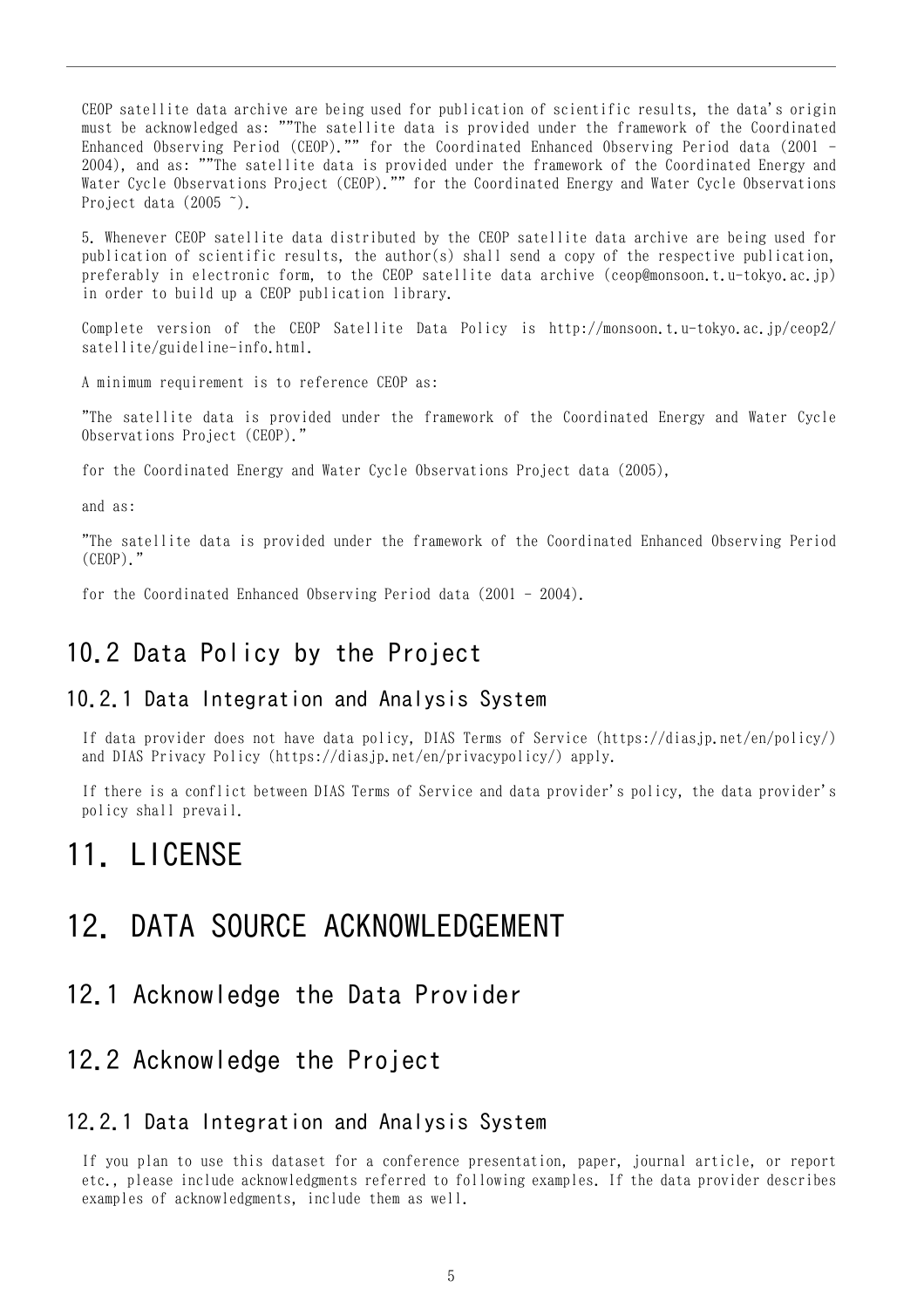CEOP satellite data archive are being used for publication of scientific results, the data's origin must be acknowledged as: ""The satellite data is provided under the framework of the Coordinated Enhanced Observing Period (CEOP)."" for the Coordinated Enhanced Observing Period data (2001 - 2004), and as: ""The satellite data is provided under the framework of the Coordinated Energy and Water Cycle Observations Project (CEOP)."" for the Coordinated Energy and Water Cycle Observations Project data (2005 ~).

5. Whenever CEOP satellite data distributed by the CEOP satellite data archive are being used for publication of scientific results, the author(s) shall send a copy of the respective publication, preferably in electronic form, to the CEOP satellite data archive (ceop@monsoon.t.u-tokyo.ac.jp) in order to build up a CEOP publication library.

Complete version of the CEOP Satellite Data Policy is http://monsoon.t.u-tokyo.ac.jp/ceop2/satellite/guideline-info.html.

A minimum requirement is to reference CEOP as:

"The satellite data is provided under the framework of the Coordinated Energy and Water Cycle Observations Project (CEOP)."

for the Coordinated Energy and Water Cycle Observations Project data (2005),

and as:

"The satellite data is provided under the framework of the Coordinated Enhanced Observing Period (CEOP)."

for the Coordinated Enhanced Observing Period data (2001 - 2004).

## 10.2 Data Policy by the Project

### 10.2.1 Data Integration and Analysis System

If data provider does not have data policy, DIAS Terms of Service (https://diasjp.net/en/policy/) and DIAS Privacy Policy (https://diasjp.net/en/privacypolicy/) apply.

If there is a conflict between DIAS Terms of Service and data provider's policy, the data provider's policy shall prevail.

# 11. LICENSE

# 12. DATA SOURCE ACKNOWLEDGEMENT

## 12.1 Acknowledge the Data Provider

## 12.2 Acknowledge the Project

### 12.2.1 Data Integration and Analysis System

If you plan to use this dataset for a conference presentation, paper, journal article, or report etc., please include acknowledgments referred to following examples. If the data provider describes examples of acknowledgments, include them as well.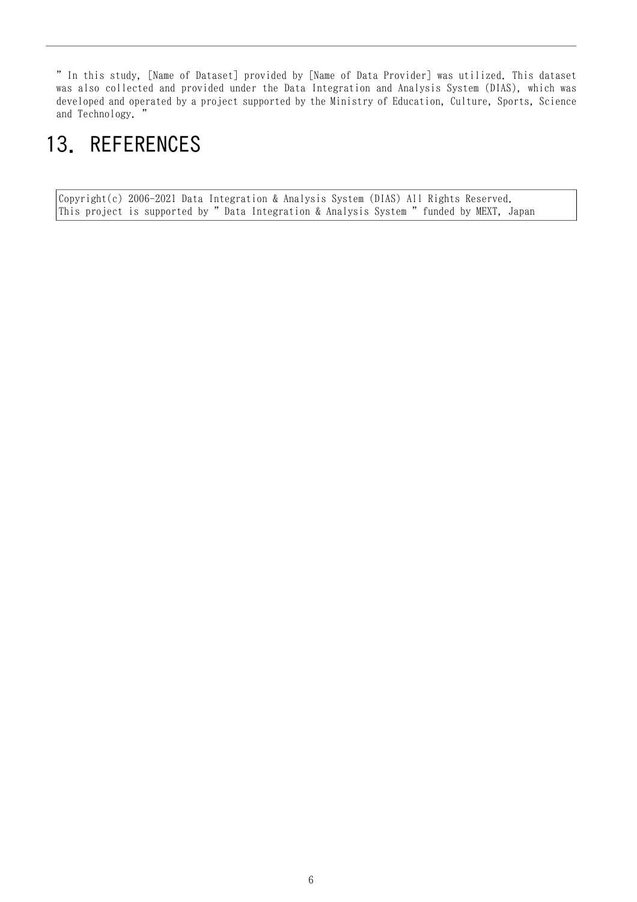" In this study, [Name of Dataset] provided by [Name of Data Provider] was utilized. This dataset was also collected and provided under the Data Integration and Analysis System (DIAS), which was developed and operated by a project supported by the Ministry of Education, Culture, Sports, Science and Technology. "

# 13. REFERENCES

Copyright(c) 2006-2021 Data Integration & Analysis System (DIAS) All Rights Reserved.
This project is supported by " Data Integration & Analysis System " funded by MEXT, Japan